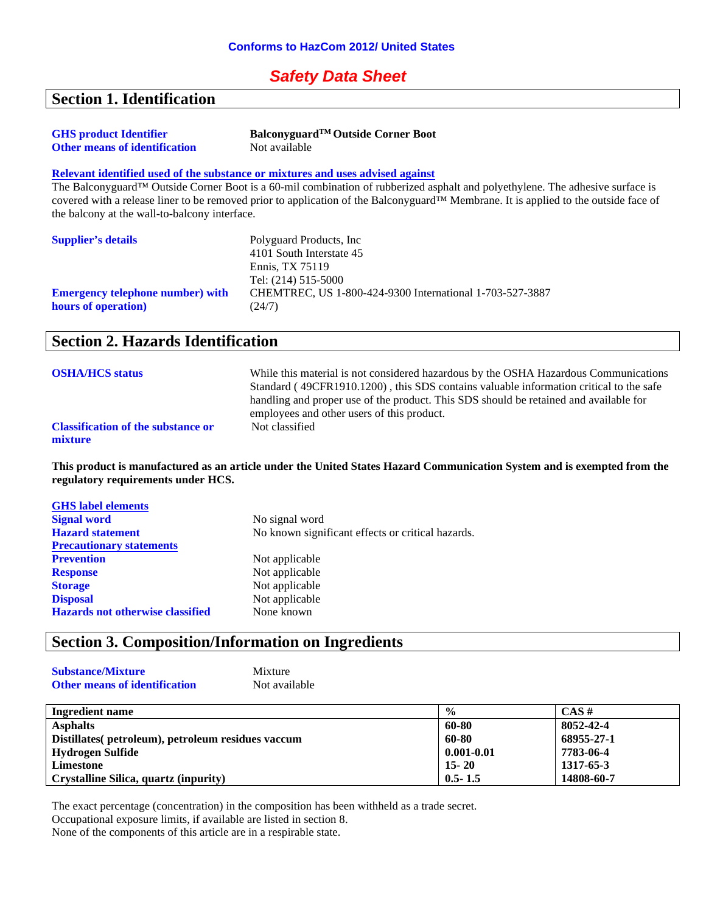**Conforms to HazCom 2012/ United States**

# *Safety Data Sheet*

## Section 1. Identification

**GHS product Identifier** **Balconyguard™ Outside Corner Boot**
**Other means of identification** Not available

**Relevant identified used of the substance or mixtures and uses advised against**
The Balconyguard™ Outside Corner Boot is a 60-mil combination of rubberized asphalt and polyethylene. The adhesive surface is covered with a release liner to be removed prior to application of the Balconyguard™ Membrane. It is applied to the outside face of the balcony at the wall-to-balcony interface.

**Supplier's details**
Polyguard Products, Inc
4101 South Interstate 45
Ennis, TX 75119
Tel: (214) 515-5000

**Emergency telephone number) with hours of operation)** CHEMTREC, US 1-800-424-9300 International 1-703-527-3887 (24/7)

## Section 2. Hazards Identification

**OSHA/HCS status** While this material is not considered hazardous by the OSHA Hazardous Communications Standard ( 49CFR1910.1200) , this SDS contains valuable information critical to the safe handling and proper use of the product. This SDS should be retained and available for employees and other users of this product.

**Classification of the substance or mixture** Not classified

**This product is manufactured as an article under the United States Hazard Communication System and is exempted from the regulatory requirements under HCS.**

**GHS label elements**
**Signal word** No signal word
**Hazard statement** No known significant effects or critical hazards.
**Precautionary statements**
**Prevention** Not applicable
**Response** Not applicable
**Storage** Not applicable
**Disposal** Not applicable
**Hazards not otherwise classified** None known

## Section 3. Composition/Information on Ingredients

**Substance/Mixture** Mixture
**Other means of identification** Not available

| Ingredient name | % | CAS # |
|---|---|---|
| **Asphalts** | **60-80** | **8052-42-4** |
| **Distillates( petroleum), petroleum residues vaccum** | **60-80** | **68955-27-1** |
| **Hydrogen Sulfide** | **0.001-0.01** | **7783-06-4** |
| **Limestone** | **15- 20** | **1317-65-3** |
| **Crystalline Silica, quartz (inpurity)** | **0.5- 1.5** | **14808-60-7** |

The exact percentage (concentration) in the composition has been withheld as a trade secret.
Occupational exposure limits, if available are listed in section 8.
None of the components of this article are in a respirable state.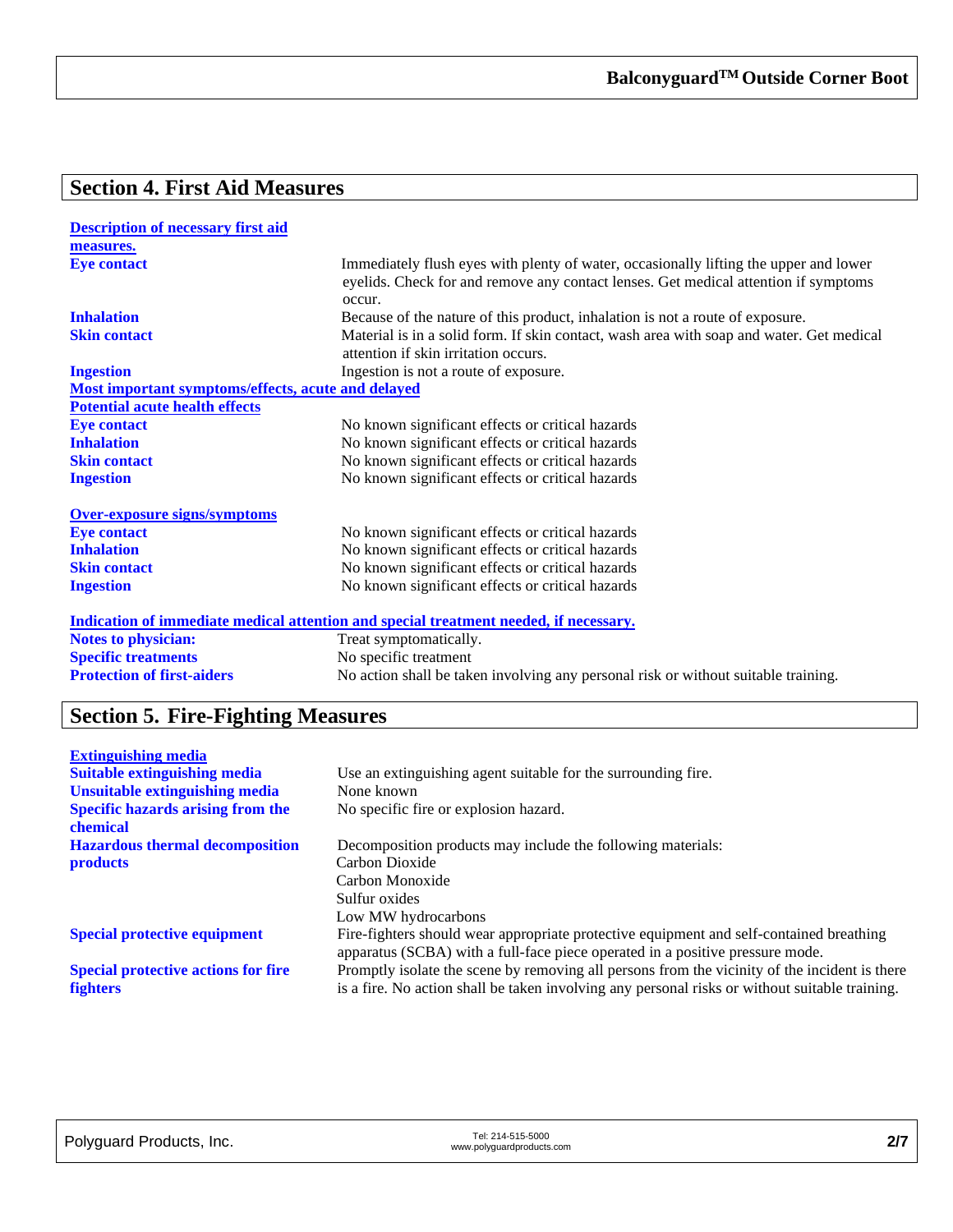## Section 4. First Aid Measures

**Description of necessary first aid measures.**

| | |
|---|---|
| **Eye contact** | Immediately flush eyes with plenty of water, occasionally lifting the upper and lower eyelids. Check for and remove any contact lenses. Get medical attention if symptoms occur. |
| **Inhalation** | Because of the nature of this product, inhalation is not a route of exposure. |
| **Skin contact** | Material is in a solid form. If skin contact, wash area with soap and water. Get medical attention if skin irritation occurs. |
| **Ingestion** | Ingestion is not a route of exposure. |

**Most important symptoms/effects, acute and delayed**

**Potential acute health effects**

| | |
|---|---|
| **Eye contact** | No known significant effects or critical hazards |
| **Inhalation** | No known significant effects or critical hazards |
| **Skin contact** | No known significant effects or critical hazards |
| **Ingestion** | No known significant effects or critical hazards |

**Over-exposure signs/symptoms**

| | |
|---|---|
| **Eye contact** | No known significant effects or critical hazards |
| **Inhalation** | No known significant effects or critical hazards |
| **Skin contact** | No known significant effects or critical hazards |
| **Ingestion** | No known significant effects or critical hazards |

**Indication of immediate medical attention and special treatment needed, if necessary.**

| | |
|---|---|
| **Notes to physician:** | Treat symptomatically. |
| **Specific treatments** | No specific treatment |
| **Protection of first-aiders** | No action shall be taken involving any personal risk or without suitable training. |

## Section 5. Fire-Fighting Measures

**Extinguishing media**

| | |
|---|---|
| **Suitable extinguishing media** | Use an extinguishing agent suitable for the surrounding fire. |
| **Unsuitable extinguishing media** | None known |
| **Specific hazards arising from the chemical** | No specific fire or explosion hazard. |
| **Hazardous thermal decomposition products** | Decomposition products may include the following materials:<br>Carbon Dioxide<br>Carbon Monoxide<br>Sulfur oxides<br>Low MW hydrocarbons |
| **Special protective equipment** | Fire-fighters should wear appropriate protective equipment and self-contained breathing apparatus (SCBA) with a full-face piece operated in a positive pressure mode. |
| **Special protective actions for fire fighters** | Promptly isolate the scene by removing all persons from the vicinity of the incident is there is a fire. No action shall be taken involving any personal risks or without suitable training. |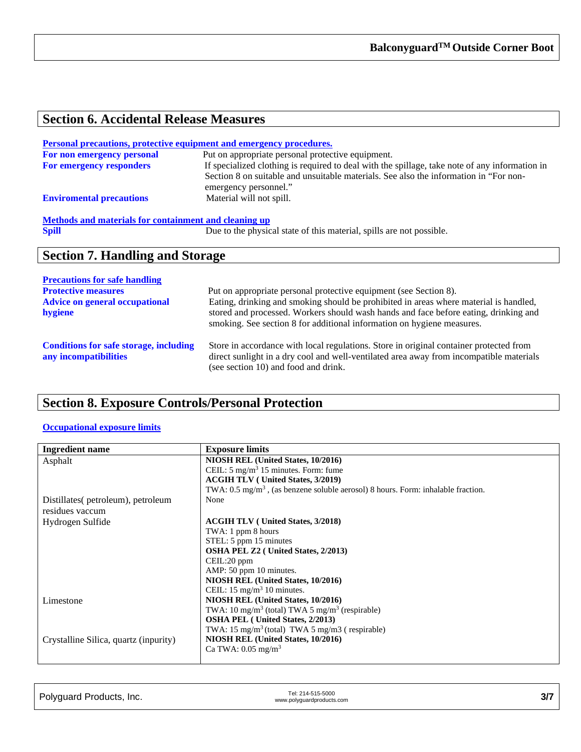## Section 6. Accidental Release Measures

**Personal precautions, protective equipment and emergency procedures.**

**For non emergency personal** Put on appropriate personal protective equipment.

**For emergency responders** If specialized clothing is required to deal with the spillage, take note of any information in Section 8 on suitable and unsuitable materials. See also the information in "For non-emergency personnel."

**Enviromental precautions** Material will not spill.

**Methods and materials for containment and cleaning up**

**Spill** Due to the physical state of this material, spills are not possible.

## Section 7. Handling and Storage

**Precautions for safe handling**

**Protective measures** Put on appropriate personal protective equipment (see Section 8).

**Advice on general occupational hygiene** Eating, drinking and smoking should be prohibited in areas where material is handled, stored and processed. Workers should wash hands and face before eating, drinking and smoking. See section 8 for additional information on hygiene measures.

**Conditions for safe storage, including any incompatibilities** Store in accordance with local regulations. Store in original container protected from direct sunlight in a dry cool and well-ventilated area away from incompatible materials (see section 10) and food and drink.

## Section 8. Exposure Controls/Personal Protection

**Occupational exposure limits**

| Ingredient name | Exposure limits |
|---|---|
| Asphalt | **NIOSH REL (United States, 10/2016)**<br>CEIL: 5 mg/m$^3$ 15 minutes. Form: fume<br>**ACGIH TLV ( United States, 3/2019)**<br>TWA: 0.5 mg/m$^3$ , (as benzene soluble aerosol) 8 hours. Form: inhalable fraction. |
| Distillates( petroleum), petroleum residues vaccum | None |
| Hydrogen Sulfide | **ACGIH TLV ( United States, 3/2018)**<br>TWA: 1 ppm 8 hours<br>STEL: 5 ppm 15 minutes<br>**OSHA PEL Z2 ( United States, 2/2013)**<br>CEIL:20 ppm<br>AMP: 50 ppm 10 minutes.<br>**NIOSH REL (United States, 10/2016)**<br>CEIL: 15 mg/m$^3$ 10 minutes. |
| Limestone | **NIOSH REL (United States, 10/2016)**<br>TWA: 10 mg/m$^3$ (total) TWA 5 mg/m$^3$ (respirable)<br>**OSHA PEL ( United States, 2/2013)**<br>TWA: 15 mg/m$^3$ (total) TWA 5 mg/m3 ( respirable) |
| Crystalline Silica, quartz (inpurity) | **NIOSH REL (United States, 10/2016)**<br>Ca TWA: 0.05 mg/m$^3$ |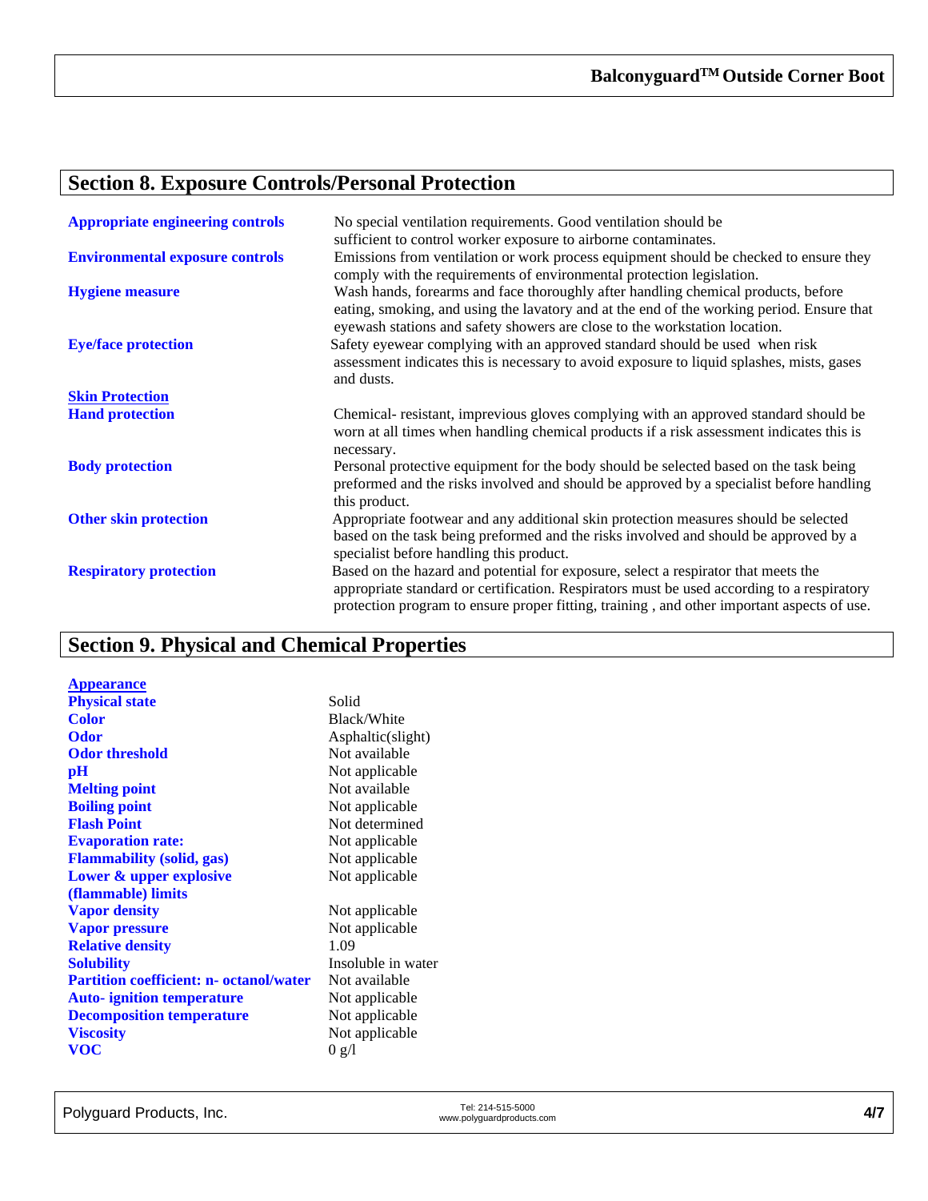## Section 8. Exposure Controls/Personal Protection

| | |
|---|---|
| **Appropriate engineering controls** | No special ventilation requirements. Good ventilation should be sufficient to control worker exposure to airborne contaminates. |
| **Environmental exposure controls** | Emissions from ventilation or work process equipment should be checked to ensure they comply with the requirements of environmental protection legislation. |
| **Hygiene measure** | Wash hands, forearms and face thoroughly after handling chemical products, before eating, smoking, and using the lavatory and at the end of the working period. Ensure that eyewash stations and safety showers are close to the workstation location. |
| **Eye/face protection** | Safety eyewear complying with an approved standard should be used when risk assessment indicates this is necessary to avoid exposure to liquid splashes, mists, gases and dusts. |
| **Skin Protection** | |
| **Hand protection** | Chemical- resistant, impervious gloves complying with an approved standard should be worn at all times when handling chemical products if a risk assessment indicates this is necessary. |
| **Body protection** | Personal protective equipment for the body should be selected based on the task being preformed and the risks involved and should be approved by a specialist before handling this product. |
| **Other skin protection** | Appropriate footwear and any additional skin protection measures should be selected based on the task being preformed and the risks involved and should be approved by a specialist before handling this product. |
| **Respiratory protection** | Based on the hazard and potential for exposure, select a respirator that meets the appropriate standard or certification. Respirators must be used according to a respiratory protection program to ensure proper fitting, training , and other important aspects of use. |

## Section 9. Physical and Chemical Properties

| | |
|---|---|
| **Appearance** | |
| **Physical state** | Solid |
| **Color** | Black/White |
| **Odor** | Asphaltic(slight) |
| **Odor threshold** | Not available |
| **pH** | Not applicable |
| **Melting point** | Not available |
| **Boiling point** | Not applicable |
| **Flash Point** | Not determined |
| **Evaporation rate:** | Not applicable |
| **Flammability (solid, gas)** | Not applicable |
| **Lower & upper explosive (flammable) limits** | Not applicable |
| **Vapor density** | Not applicable |
| **Vapor pressure** | Not applicable |
| **Relative density** | 1.09 |
| **Solubility** | Insoluble in water |
| **Partition coefficient: n- octanol/water** | Not available |
| **Auto- ignition temperature** | Not applicable |
| **Decomposition temperature** | Not applicable |
| **Viscosity** | Not applicable |
| **VOC** | 0 g/l |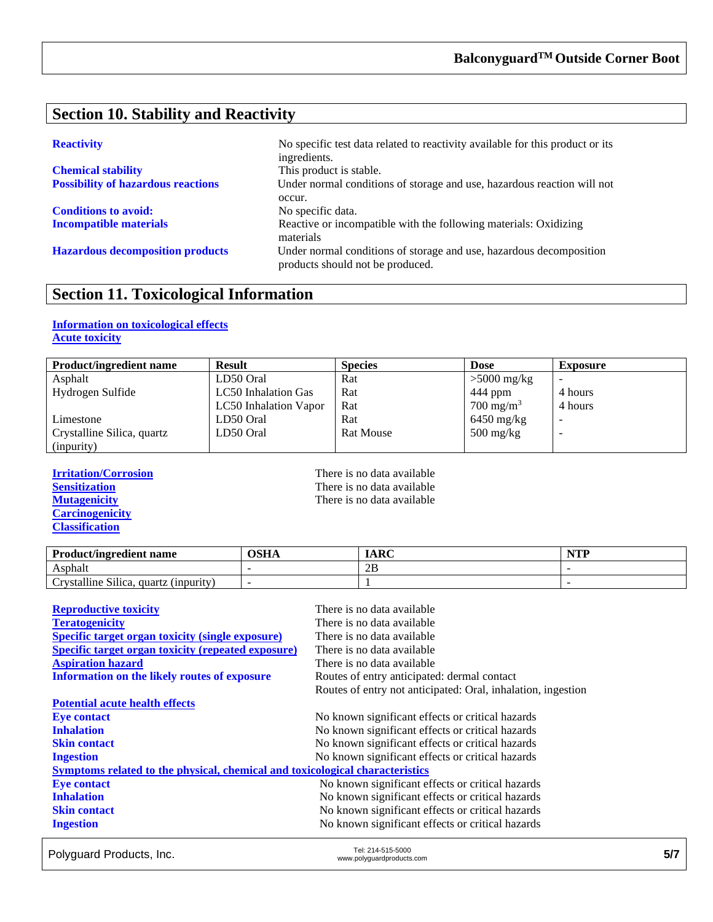## Section 10. Stability and Reactivity

**Reactivity** — No specific test data related to reactivity available for this product or its ingredients.

**Chemical stability** — This product is stable.

**Possibility of hazardous reactions** — Under normal conditions of storage and use, hazardous reaction will not occur.

**Conditions to avoid:** — No specific data.

**Incompatible materials** — Reactive or incompatible with the following materials: Oxidizing materials

**Hazardous decomposition products** — Under normal conditions of storage and use, hazardous decomposition products should not be produced.

## Section 11. Toxicological Information

**Information on toxicological effects**

**Acute toxicity**

| Product/ingredient name | Result | Species | Dose | Exposure |
|---|---|---|---|---|
| Asphalt | LD50 Oral | Rat | >5000 mg/kg | - |
| Hydrogen Sulfide | LC50 Inhalation Gas | Rat | 444 ppm | 4 hours |
| | LC50 Inhalation Vapor | Rat | 700 $mg/m^3$ | 4 hours |
| Limestone | LD50 Oral | Rat | 6450 mg/kg | - |
| Crystalline Silica, quartz (inpurity) | LD50 Oral | Rat Mouse | 500 mg/kg | - |

**Irritation/Corrosion** — There is no data available

**Sensitization** — There is no data available

**Mutagenicity** — There is no data available

**Carcinogenicity**

**Classification**

| Product/ingredient name | OSHA | IARC | NTP |
|---|---|---|---|
| Asphalt | - | 2B | - |
| Crystalline Silica, quartz (inpurity) | - | 1 | - |

**Reproductive toxicity** — There is no data available

**Teratogenicity** — There is no data available

**Specific target organ toxicity (single exposure)** — There is no data available

**Specific target organ toxicity (repeated exposure)** — There is no data available

**Aspiration hazard** — There is no data available

**Information on the likely routes of exposure** — Routes of entry anticipated: dermal contact
Routes of entry not anticipated: Oral, inhalation, ingestion

**Potential acute health effects**

**Eye contact** — No known significant effects or critical hazards

**Inhalation** — No known significant effects or critical hazards

**Skin contact** — No known significant effects or critical hazards

**Ingestion** — No known significant effects or critical hazards

**Symptoms related to the physical, chemical and toxicological characteristics**

**Eye contact** — No known significant effects or critical hazards

**Inhalation** — No known significant effects or critical hazards

**Skin contact** — No known significant effects or critical hazards

**Ingestion** — No known significant effects or critical hazards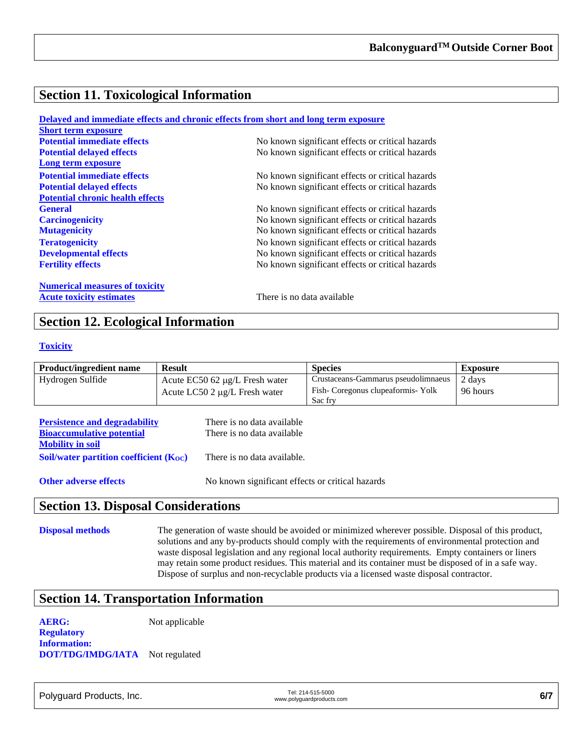## Section 11. Toxicological Information

**Delayed and immediate effects and chronic effects from short and long term exposure**

**Short term exposure**

| | |
|---|---|
| **Potential immediate effects** | No known significant effects or critical hazards |
| **Potential delayed effects** | No known significant effects or critical hazards |

**Long term exposure**

| | |
|---|---|
| **Potential immediate effects** | No known significant effects or critical hazards |
| **Potential delayed effects** | No known significant effects or critical hazards |

**Potential chronic health effects**

| | |
|---|---|
| **General** | No known significant effects or critical hazards |
| **Carcinogenicity** | No known significant effects or critical hazards |
| **Mutagenicity** | No known significant effects or critical hazards |
| **Teratogenicity** | No known significant effects or critical hazards |
| **Developmental effects** | No known significant effects or critical hazards |
| **Fertility effects** | No known significant effects or critical hazards |

**Numerical measures of toxicity**

**Acute toxicity estimates** There is no data available

## Section 12. Ecological Information

**Toxicity**

| Product/ingredient name | Result | Species | Exposure |
|---|---|---|---|
| Hydrogen Sulfide | Acute EC50 62 µg/L Fresh water | Crustaceans-Gammarus pseudolimnaeus | 2 days |
| | Acute LC50 2 µg/L Fresh water | Fish- Coregonus clupeaformis- Yolk Sac fry | 96 hours |

| | |
|---|---|
| **Persistence and degradability** | There is no data available |
| **Bioaccumulative potential** | There is no data available |

**Mobility in soil**

**Soil/water partition coefficient ($K_{OC}$)** There is no data available.

**Other adverse effects** No known significant effects or critical hazards

## Section 13. Disposal Considerations

**Disposal methods** The generation of waste should be avoided or minimized wherever possible. Disposal of this product, solutions and any by-products should comply with the requirements of environmental protection and waste disposal legislation and any regional local authority requirements. Empty containers or liners may retain some product residues. This material and its container must be disposed of in a safe way. Dispose of surplus and non-recyclable products via a licensed waste disposal contractor.

## Section 14. Transportation Information

**AERG:** Not applicable

**Regulatory Information:**

**DOT/TDG/IMDG/IATA** Not regulated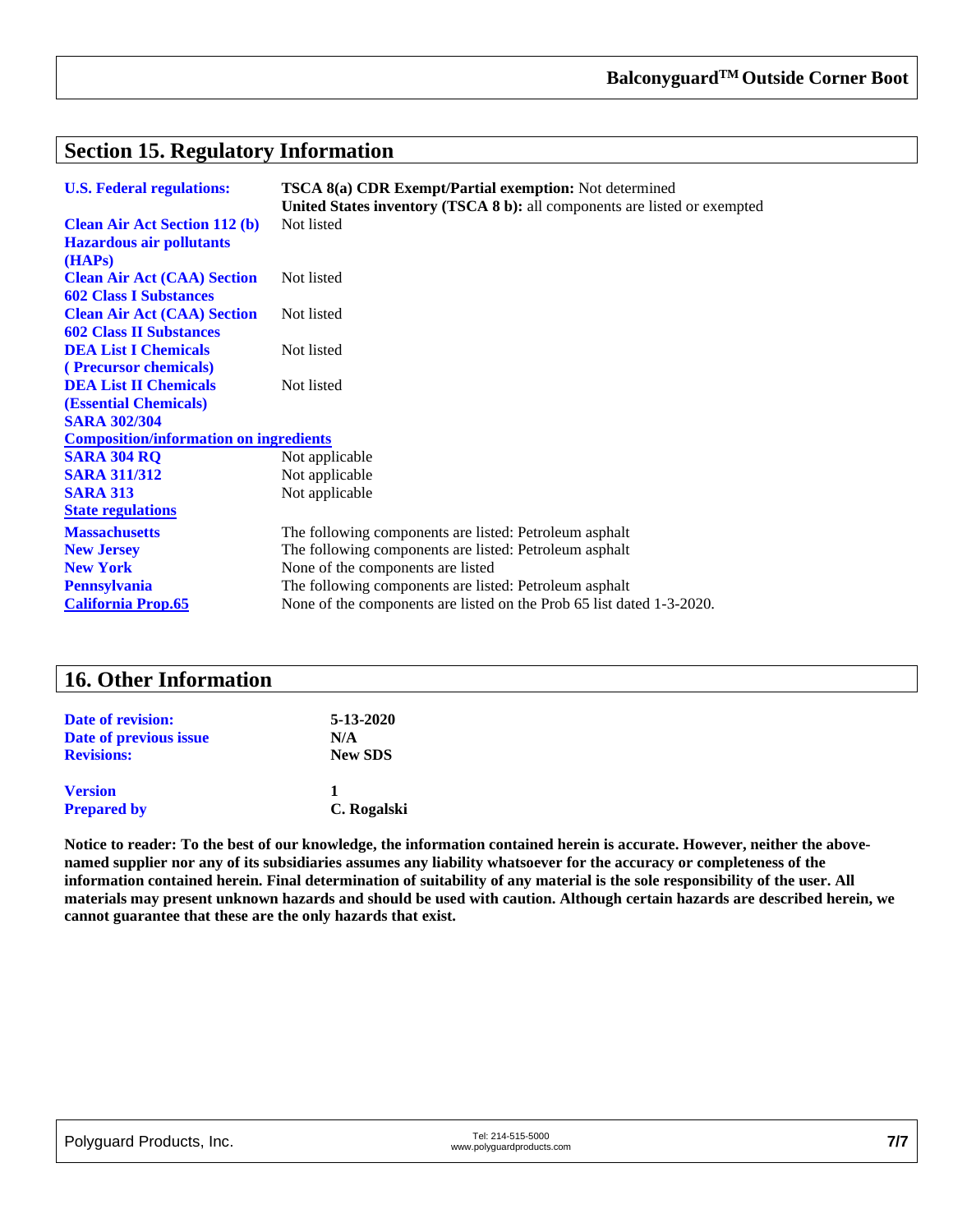## Section 15. Regulatory Information

| | |
|---|---|
| **U.S. Federal regulations:** | **TSCA 8(a) CDR Exempt/Partial exemption:** Not determined<br>**United States inventory (TSCA 8 b):** all components are listed or exempted |
| **Clean Air Act Section 112 (b) Hazardous air pollutants (HAPs)** | Not listed |
| **Clean Air Act (CAA) Section 602 Class I Substances** | Not listed |
| **Clean Air Act (CAA) Section 602 Class II Substances** | Not listed |
| **DEA List I Chemicals ( Precursor chemicals)** | Not listed |
| **DEA List II Chemicals (Essential Chemicals)** | Not listed |
| **SARA 302/304** | |
| **Composition/information on ingredients** | |
| **SARA 304 RQ** | Not applicable |
| **SARA 311/312** | Not applicable |
| **SARA 313** | Not applicable |
| **State regulations** | |
| **Massachusetts** | The following components are listed: Petroleum asphalt |
| **New Jersey** | The following components are listed: Petroleum asphalt |
| **New York** | None of the components are listed |
| **Pennsylvania** | The following components are listed: Petroleum asphalt |
| **California Prop.65** | None of the components are listed on the Prob 65 list dated 1-3-2020. |

## 16. Other Information

| | |
|---|---|
| **Date of revision:** | **5-13-2020** |
| **Date of previous issue** | **N/A** |
| **Revisions:** | **New SDS** |
| **Version** | **1** |
| **Prepared by** | **C. Rogalski** |

**Notice to reader: To the best of our knowledge, the information contained herein is accurate. However, neither the above-named supplier nor any of its subsidiaries assumes any liability whatsoever for the accuracy or completeness of the information contained herein. Final determination of suitability of any material is the sole responsibility of the user. All materials may present unknown hazards and should be used with caution. Although certain hazards are described herein, we cannot guarantee that these are the only hazards that exist.**